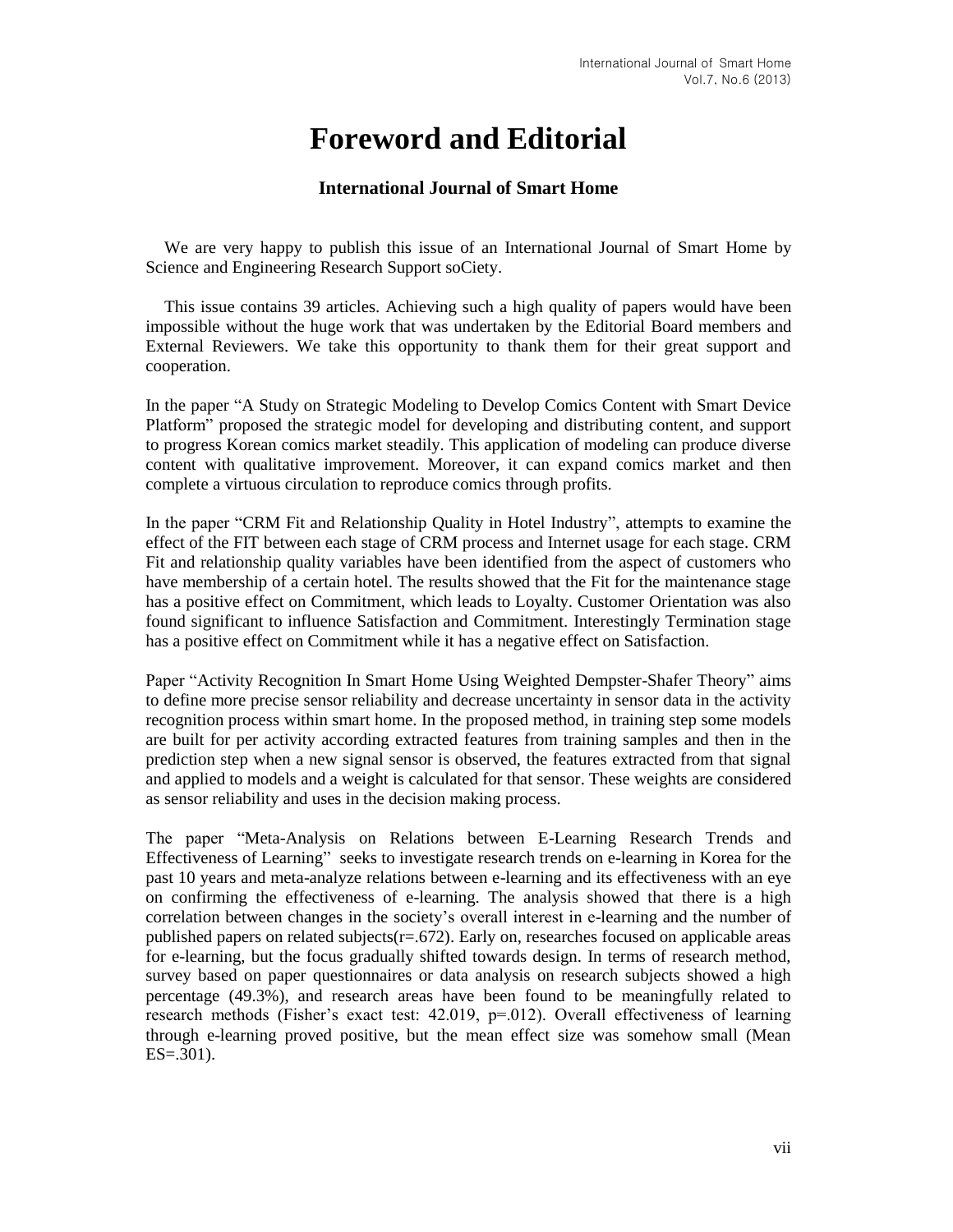# Foreword and Editorial

## International Journal of Smart Home

We are very happy to publish this issue of an International Journal of Smart Home by Science and Engineering Research Support soCiety.

This issue contains 39 articles. Achieving such a high quality of papers would have been impossible without the huge work that was undertaken by the Editorial Board members and External Reviewers. We take this opportunity to thank them for their great support and cooperation.

In the paper "A Study on Strategic Modeling to Develop Comics Content with Smart Device Platform" proposed the strategic model for developing and distributing content, and support to progress Korean comics market steadily. This application of modeling can produce diverse content with qualitative improvement. Moreover, it can expand comics market and then complete a virtuous circulation to reproduce comics through profits.

In the paper "CRM Fit and Relationship Quality in Hotel Industry", attempts to examine the effect of the FIT between each stage of CRM process and Internet usage for each stage. CRM Fit and relationship quality variables have been identified from the aspect of customers who have membership of a certain hotel. The results showed that the Fit for the maintenance stage has a positive effect on Commitment, which leads to Loyalty. Customer Orientation was also found significant to influence Satisfaction and Commitment. Interestingly Termination stage has a positive effect on Commitment while it has a negative effect on Satisfaction.

Paper "Activity Recognition In Smart Home Using Weighted Dempster-Shafer Theory" aims to define more precise sensor reliability and decrease uncertainty in sensor data in the activity recognition process within smart home. In the proposed method, in training step some models are built for per activity according extracted features from training samples and then in the prediction step when a new signal sensor is observed, the features extracted from that signal and applied to models and a weight is calculated for that sensor. These weights are considered as sensor reliability and uses in the decision making process.

The paper "Meta-Analysis on Relations between E-Learning Research Trends and Effectiveness of Learning" seeks to investigate research trends on e-learning in Korea for the past 10 years and meta-analyze relations between e-learning and its effectiveness with an eye on confirming the effectiveness of e-learning. The analysis showed that there is a high correlation between changes in the society's overall interest in e-learning and the number of published papers on related subjects($r=.672$). Early on, researches focused on applicable areas for e-learning, but the focus gradually shifted towards design. In terms of research method, survey based on paper questionnaires or data analysis on research subjects showed a high percentage (49.3%), and research areas have been found to be meaningfully related to research methods (Fisher's exact test: 42.019, $p=.012$). Overall effectiveness of learning through e-learning proved positive, but the mean effect size was somehow small (Mean ES=.301).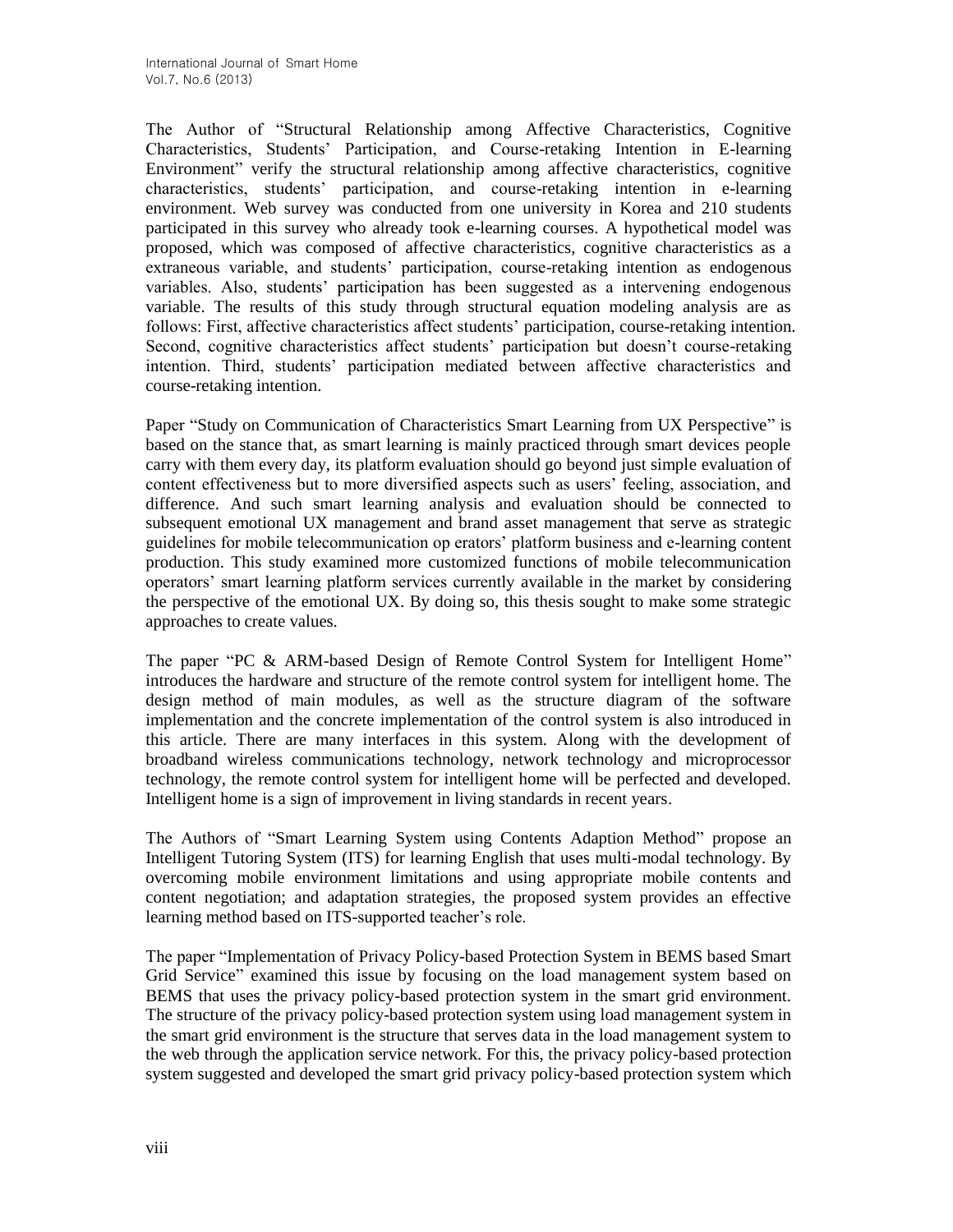The Author of "Structural Relationship among Affective Characteristics, Cognitive Characteristics, Students' Participation, and Course-retaking Intention in E-learning Environment" verify the structural relationship among affective characteristics, cognitive characteristics, students' participation, and course-retaking intention in e-learning environment. Web survey was conducted from one university in Korea and 210 students participated in this survey who already took e-learning courses. A hypothetical model was proposed, which was composed of affective characteristics, cognitive characteristics as a extraneous variable, and students' participation, course-retaking intention as endogenous variables. Also, students' participation has been suggested as a intervening endogenous variable. The results of this study through structural equation modeling analysis are as follows: First, affective characteristics affect students' participation, course-retaking intention. Second, cognitive characteristics affect students' participation but doesn't course-retaking intention. Third, students' participation mediated between affective characteristics and course-retaking intention.

Paper "Study on Communication of Characteristics Smart Learning from UX Perspective" is based on the stance that, as smart learning is mainly practiced through smart devices people carry with them every day, its platform evaluation should go beyond just simple evaluation of content effectiveness but to more diversified aspects such as users' feeling, association, and difference. And such smart learning analysis and evaluation should be connected to subsequent emotional UX management and brand asset management that serve as strategic guidelines for mobile telecommunication op erators' platform business and e-learning content production. This study examined more customized functions of mobile telecommunication operators' smart learning platform services currently available in the market by considering the perspective of the emotional UX. By doing so, this thesis sought to make some strategic approaches to create values.

The paper "PC & ARM-based Design of Remote Control System for Intelligent Home" introduces the hardware and structure of the remote control system for intelligent home. The design method of main modules, as well as the structure diagram of the software implementation and the concrete implementation of the control system is also introduced in this article. There are many interfaces in this system. Along with the development of broadband wireless communications technology, network technology and microprocessor technology, the remote control system for intelligent home will be perfected and developed. Intelligent home is a sign of improvement in living standards in recent years.

The Authors of "Smart Learning System using Contents Adaption Method" propose an Intelligent Tutoring System (ITS) for learning English that uses multi-modal technology. By overcoming mobile environment limitations and using appropriate mobile contents and content negotiation; and adaptation strategies, the proposed system provides an effective learning method based on ITS-supported teacher's role.

The paper "Implementation of Privacy Policy-based Protection System in BEMS based Smart Grid Service" examined this issue by focusing on the load management system based on BEMS that uses the privacy policy-based protection system in the smart grid environment. The structure of the privacy policy-based protection system using load management system in the smart grid environment is the structure that serves data in the load management system to the web through the application service network. For this, the privacy policy-based protection system suggested and developed the smart grid privacy policy-based protection system which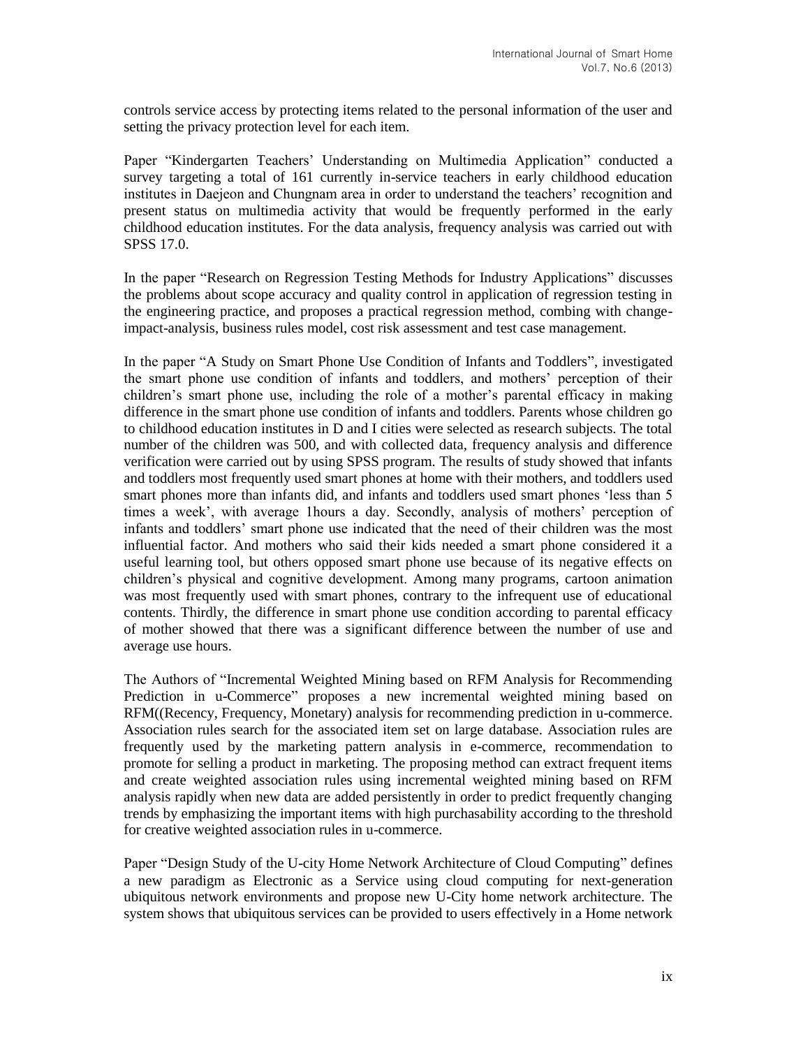controls service access by protecting items related to the personal information of the user and setting the privacy protection level for each item.

Paper "Kindergarten Teachers' Understanding on Multimedia Application" conducted a survey targeting a total of 161 currently in-service teachers in early childhood education institutes in Daejeon and Chungnam area in order to understand the teachers' recognition and present status on multimedia activity that would be frequently performed in the early childhood education institutes. For the data analysis, frequency analysis was carried out with SPSS 17.0.

In the paper "Research on Regression Testing Methods for Industry Applications" discusses the problems about scope accuracy and quality control in application of regression testing in the engineering practice, and proposes a practical regression method, combing with change-impact-analysis, business rules model, cost risk assessment and test case management.

In the paper "A Study on Smart Phone Use Condition of Infants and Toddlers", investigated the smart phone use condition of infants and toddlers, and mothers' perception of their children's smart phone use, including the role of a mother's parental efficacy in making difference in the smart phone use condition of infants and toddlers. Parents whose children go to childhood education institutes in D and I cities were selected as research subjects. The total number of the children was 500, and with collected data, frequency analysis and difference verification were carried out by using SPSS program. The results of study showed that infants and toddlers most frequently used smart phones at home with their mothers, and toddlers used smart phones more than infants did, and infants and toddlers used smart phones 'less than 5 times a week', with average 1hours a day. Secondly, analysis of mothers' perception of infants and toddlers' smart phone use indicated that the need of their children was the most influential factor. And mothers who said their kids needed a smart phone considered it a useful learning tool, but others opposed smart phone use because of its negative effects on children's physical and cognitive development. Among many programs, cartoon animation was most frequently used with smart phones, contrary to the infrequent use of educational contents. Thirdly, the difference in smart phone use condition according to parental efficacy of mother showed that there was a significant difference between the number of use and average use hours.

The Authors of "Incremental Weighted Mining based on RFM Analysis for Recommending Prediction in u-Commerce" proposes a new incremental weighted mining based on RFM((Recency, Frequency, Monetary) analysis for recommending prediction in u-commerce. Association rules search for the associated item set on large database. Association rules are frequently used by the marketing pattern analysis in e-commerce, recommendation to promote for selling a product in marketing. The proposing method can extract frequent items and create weighted association rules using incremental weighted mining based on RFM analysis rapidly when new data are added persistently in order to predict frequently changing trends by emphasizing the important items with high purchasability according to the threshold for creative weighted association rules in u-commerce.

Paper "Design Study of the U-city Home Network Architecture of Cloud Computing" defines a new paradigm as Electronic as a Service using cloud computing for next-generation ubiquitous network environments and propose new U-City home network architecture. The system shows that ubiquitous services can be provided to users effectively in a Home network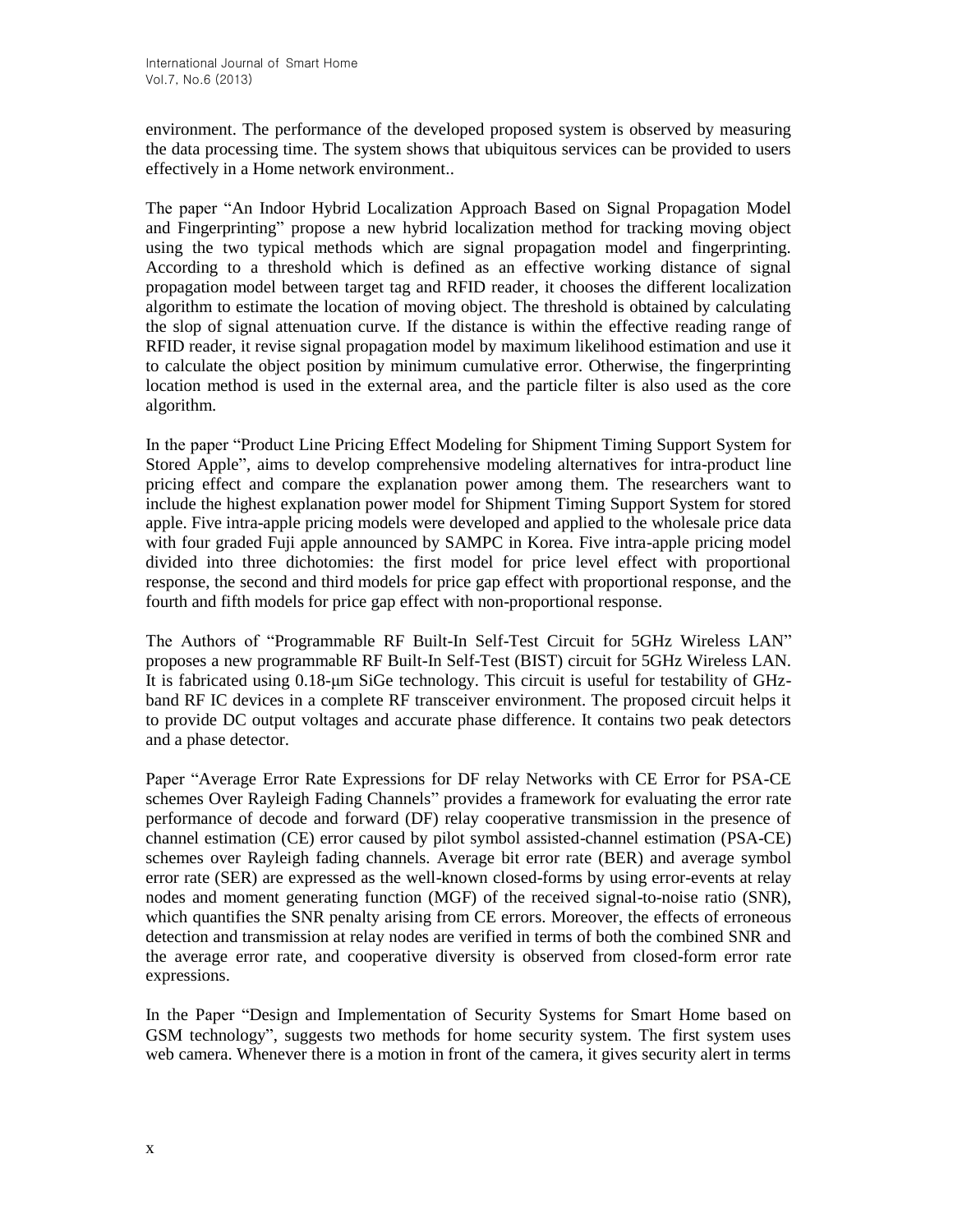environment. The performance of the developed proposed system is observed by measuring the data processing time. The system shows that ubiquitous services can be provided to users effectively in a Home network environment..

The paper "An Indoor Hybrid Localization Approach Based on Signal Propagation Model and Fingerprinting" propose a new hybrid localization method for tracking moving object using the two typical methods which are signal propagation model and fingerprinting. According to a threshold which is defined as an effective working distance of signal propagation model between target tag and RFID reader, it chooses the different localization algorithm to estimate the location of moving object. The threshold is obtained by calculating the slop of signal attenuation curve. If the distance is within the effective reading range of RFID reader, it revise signal propagation model by maximum likelihood estimation and use it to calculate the object position by minimum cumulative error. Otherwise, the fingerprinting location method is used in the external area, and the particle filter is also used as the core algorithm.

In the paper "Product Line Pricing Effect Modeling for Shipment Timing Support System for Stored Apple", aims to develop comprehensive modeling alternatives for intra-product line pricing effect and compare the explanation power among them. The researchers want to include the highest explanation power model for Shipment Timing Support System for stored apple. Five intra-apple pricing models were developed and applied to the wholesale price data with four graded Fuji apple announced by SAMPC in Korea. Five intra-apple pricing model divided into three dichotomies: the first model for price level effect with proportional response, the second and third models for price gap effect with proportional response, and the fourth and fifth models for price gap effect with non-proportional response.

The Authors of "Programmable RF Built-In Self-Test Circuit for 5GHz Wireless LAN" proposes a new programmable RF Built-In Self-Test (BIST) circuit for 5GHz Wireless LAN. It is fabricated using 0.18-μm SiGe technology. This circuit is useful for testability of GHz-band RF IC devices in a complete RF transceiver environment. The proposed circuit helps it to provide DC output voltages and accurate phase difference. It contains two peak detectors and a phase detector.

Paper "Average Error Rate Expressions for DF relay Networks with CE Error for PSA-CE schemes Over Rayleigh Fading Channels" provides a framework for evaluating the error rate performance of decode and forward (DF) relay cooperative transmission in the presence of channel estimation (CE) error caused by pilot symbol assisted-channel estimation (PSA-CE) schemes over Rayleigh fading channels. Average bit error rate (BER) and average symbol error rate (SER) are expressed as the well-known closed-forms by using error-events at relay nodes and moment generating function (MGF) of the received signal-to-noise ratio (SNR), which quantifies the SNR penalty arising from CE errors. Moreover, the effects of erroneous detection and transmission at relay nodes are verified in terms of both the combined SNR and the average error rate, and cooperative diversity is observed from closed-form error rate expressions.

In the Paper "Design and Implementation of Security Systems for Smart Home based on GSM technology", suggests two methods for home security system. The first system uses web camera. Whenever there is a motion in front of the camera, it gives security alert in terms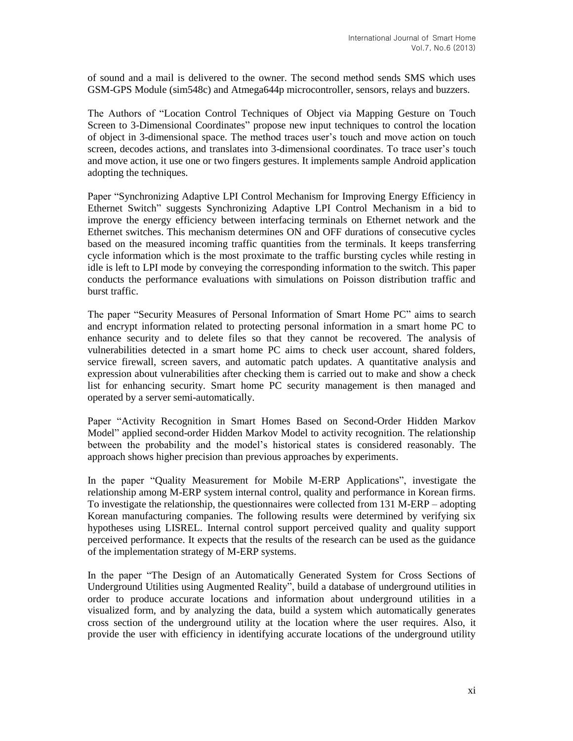of sound and a mail is delivered to the owner. The second method sends SMS which uses GSM-GPS Module (sim548c) and Atmega644p microcontroller, sensors, relays and buzzers.

The Authors of "Location Control Techniques of Object via Mapping Gesture on Touch Screen to 3-Dimensional Coordinates" propose new input techniques to control the location of object in 3-dimensional space. The method traces user's touch and move action on touch screen, decodes actions, and translates into 3-dimensional coordinates. To trace user's touch and move action, it use one or two fingers gestures. It implements sample Android application adopting the techniques.

Paper "Synchronizing Adaptive LPI Control Mechanism for Improving Energy Efficiency in Ethernet Switch" suggests Synchronizing Adaptive LPI Control Mechanism in a bid to improve the energy efficiency between interfacing terminals on Ethernet network and the Ethernet switches. This mechanism determines ON and OFF durations of consecutive cycles based on the measured incoming traffic quantities from the terminals. It keeps transferring cycle information which is the most proximate to the traffic bursting cycles while resting in idle is left to LPI mode by conveying the corresponding information to the switch. This paper conducts the performance evaluations with simulations on Poisson distribution traffic and burst traffic.

The paper "Security Measures of Personal Information of Smart Home PC" aims to search and encrypt information related to protecting personal information in a smart home PC to enhance security and to delete files so that they cannot be recovered. The analysis of vulnerabilities detected in a smart home PC aims to check user account, shared folders, service firewall, screen savers, and automatic patch updates. A quantitative analysis and expression about vulnerabilities after checking them is carried out to make and show a check list for enhancing security. Smart home PC security management is then managed and operated by a server semi-automatically.

Paper "Activity Recognition in Smart Homes Based on Second-Order Hidden Markov Model" applied second-order Hidden Markov Model to activity recognition. The relationship between the probability and the model's historical states is considered reasonably. The approach shows higher precision than previous approaches by experiments.

In the paper "Quality Measurement for Mobile M-ERP Applications", investigate the relationship among M-ERP system internal control, quality and performance in Korean firms. To investigate the relationship, the questionnaires were collected from 131 M-ERP – adopting Korean manufacturing companies. The following results were determined by verifying six hypotheses using LISREL. Internal control support perceived quality and quality support perceived performance. It expects that the results of the research can be used as the guidance of the implementation strategy of M-ERP systems.

In the paper "The Design of an Automatically Generated System for Cross Sections of Underground Utilities using Augmented Reality", build a database of underground utilities in order to produce accurate locations and information about underground utilities in a visualized form, and by analyzing the data, build a system which automatically generates cross section of the underground utility at the location where the user requires. Also, it provide the user with efficiency in identifying accurate locations of the underground utility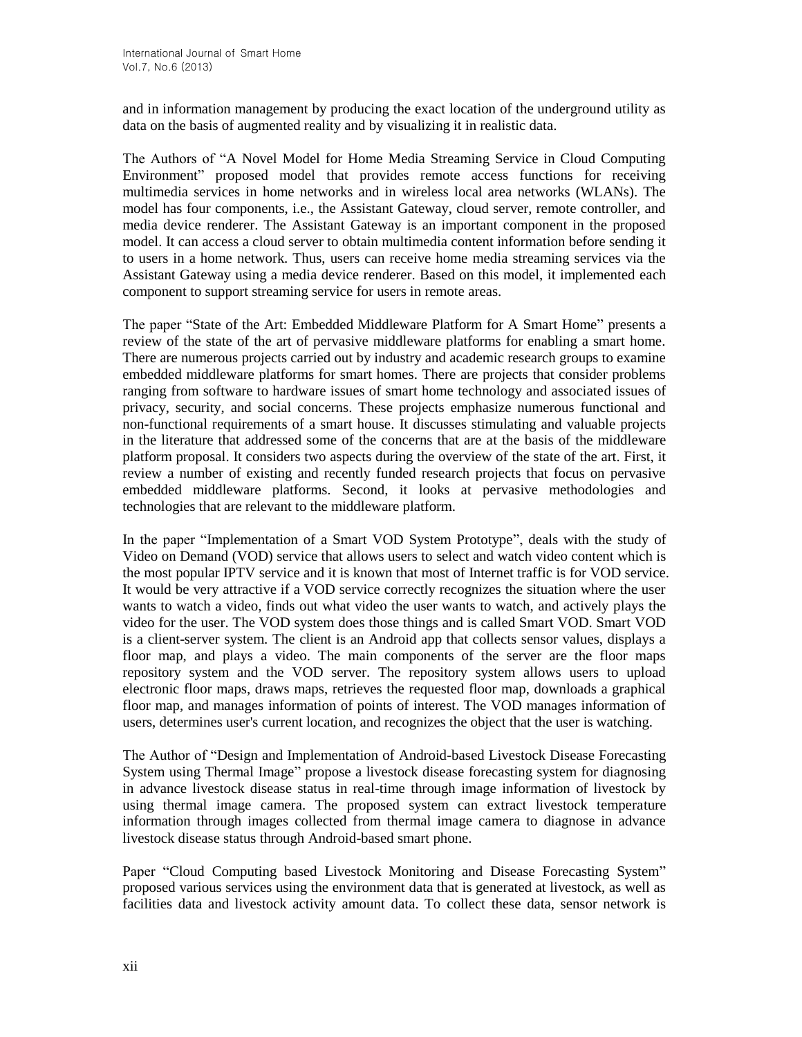and in information management by producing the exact location of the underground utility as data on the basis of augmented reality and by visualizing it in realistic data.

The Authors of "A Novel Model for Home Media Streaming Service in Cloud Computing Environment" proposed model that provides remote access functions for receiving multimedia services in home networks and in wireless local area networks (WLANs). The model has four components, i.e., the Assistant Gateway, cloud server, remote controller, and media device renderer. The Assistant Gateway is an important component in the proposed model. It can access a cloud server to obtain multimedia content information before sending it to users in a home network. Thus, users can receive home media streaming services via the Assistant Gateway using a media device renderer. Based on this model, it implemented each component to support streaming service for users in remote areas.

The paper "State of the Art: Embedded Middleware Platform for A Smart Home" presents a review of the state of the art of pervasive middleware platforms for enabling a smart home. There are numerous projects carried out by industry and academic research groups to examine embedded middleware platforms for smart homes. There are projects that consider problems ranging from software to hardware issues of smart home technology and associated issues of privacy, security, and social concerns. These projects emphasize numerous functional and non-functional requirements of a smart house. It discusses stimulating and valuable projects in the literature that addressed some of the concerns that are at the basis of the middleware platform proposal. It considers two aspects during the overview of the state of the art. First, it review a number of existing and recently funded research projects that focus on pervasive embedded middleware platforms. Second, it looks at pervasive methodologies and technologies that are relevant to the middleware platform.

In the paper "Implementation of a Smart VOD System Prototype", deals with the study of Video on Demand (VOD) service that allows users to select and watch video content which is the most popular IPTV service and it is known that most of Internet traffic is for VOD service. It would be very attractive if a VOD service correctly recognizes the situation where the user wants to watch a video, finds out what video the user wants to watch, and actively plays the video for the user. The VOD system does those things and is called Smart VOD. Smart VOD is a client-server system. The client is an Android app that collects sensor values, displays a floor map, and plays a video. The main components of the server are the floor maps repository system and the VOD server. The repository system allows users to upload electronic floor maps, draws maps, retrieves the requested floor map, downloads a graphical floor map, and manages information of points of interest. The VOD manages information of users, determines user's current location, and recognizes the object that the user is watching.

The Author of "Design and Implementation of Android-based Livestock Disease Forecasting System using Thermal Image" propose a livestock disease forecasting system for diagnosing in advance livestock disease status in real-time through image information of livestock by using thermal image camera. The proposed system can extract livestock temperature information through images collected from thermal image camera to diagnose in advance livestock disease status through Android-based smart phone.

Paper "Cloud Computing based Livestock Monitoring and Disease Forecasting System" proposed various services using the environment data that is generated at livestock, as well as facilities data and livestock activity amount data. To collect these data, sensor network is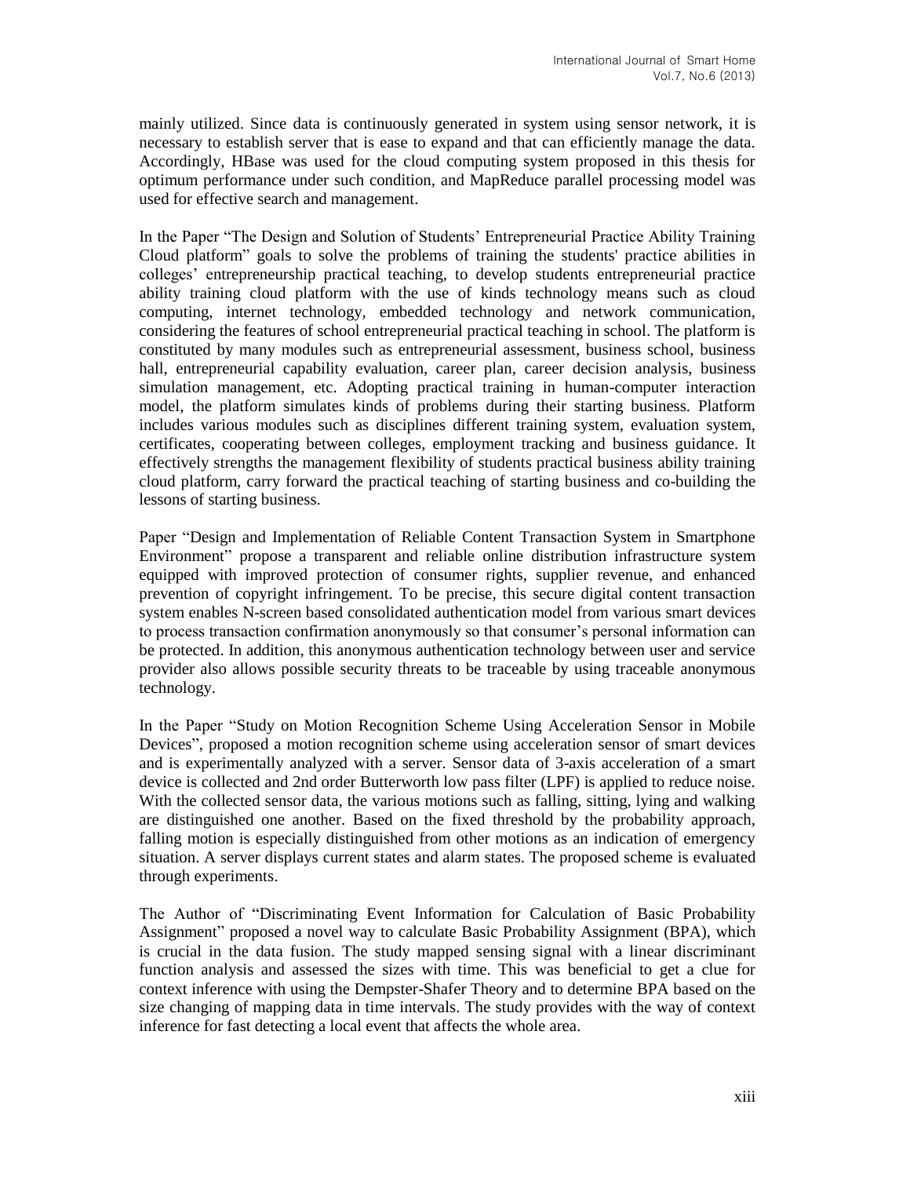mainly utilized. Since data is continuously generated in system using sensor network, it is necessary to establish server that is ease to expand and that can efficiently manage the data. Accordingly, HBase was used for the cloud computing system proposed in this thesis for optimum performance under such condition, and MapReduce parallel processing model was used for effective search and management.

In the Paper "The Design and Solution of Students' Entrepreneurial Practice Ability Training Cloud platform" goals to solve the problems of training the students' practice abilities in colleges' entrepreneurship practical teaching, to develop students entrepreneurial practice ability training cloud platform with the use of kinds technology means such as cloud computing, internet technology, embedded technology and network communication, considering the features of school entrepreneurial practical teaching in school. The platform is constituted by many modules such as entrepreneurial assessment, business school, business hall, entrepreneurial capability evaluation, career plan, career decision analysis, business simulation management, etc. Adopting practical training in human-computer interaction model, the platform simulates kinds of problems during their starting business. Platform includes various modules such as disciplines different training system, evaluation system, certificates, cooperating between colleges, employment tracking and business guidance. It effectively strengths the management flexibility of students practical business ability training cloud platform, carry forward the practical teaching of starting business and co-building the lessons of starting business.

Paper "Design and Implementation of Reliable Content Transaction System in Smartphone Environment" propose a transparent and reliable online distribution infrastructure system equipped with improved protection of consumer rights, supplier revenue, and enhanced prevention of copyright infringement. To be precise, this secure digital content transaction system enables N-screen based consolidated authentication model from various smart devices to process transaction confirmation anonymously so that consumer's personal information can be protected. In addition, this anonymous authentication technology between user and service provider also allows possible security threats to be traceable by using traceable anonymous technology.

In the Paper "Study on Motion Recognition Scheme Using Acceleration Sensor in Mobile Devices", proposed a motion recognition scheme using acceleration sensor of smart devices and is experimentally analyzed with a server. Sensor data of 3-axis acceleration of a smart device is collected and 2nd order Butterworth low pass filter (LPF) is applied to reduce noise. With the collected sensor data, the various motions such as falling, sitting, lying and walking are distinguished one another. Based on the fixed threshold by the probability approach, falling motion is especially distinguished from other motions as an indication of emergency situation. A server displays current states and alarm states. The proposed scheme is evaluated through experiments.

The Author of "Discriminating Event Information for Calculation of Basic Probability Assignment" proposed a novel way to calculate Basic Probability Assignment (BPA), which is crucial in the data fusion. The study mapped sensing signal with a linear discriminant function analysis and assessed the sizes with time. This was beneficial to get a clue for context inference with using the Dempster-Shafer Theory and to determine BPA based on the size changing of mapping data in time intervals. The study provides with the way of context inference for fast detecting a local event that affects the whole area.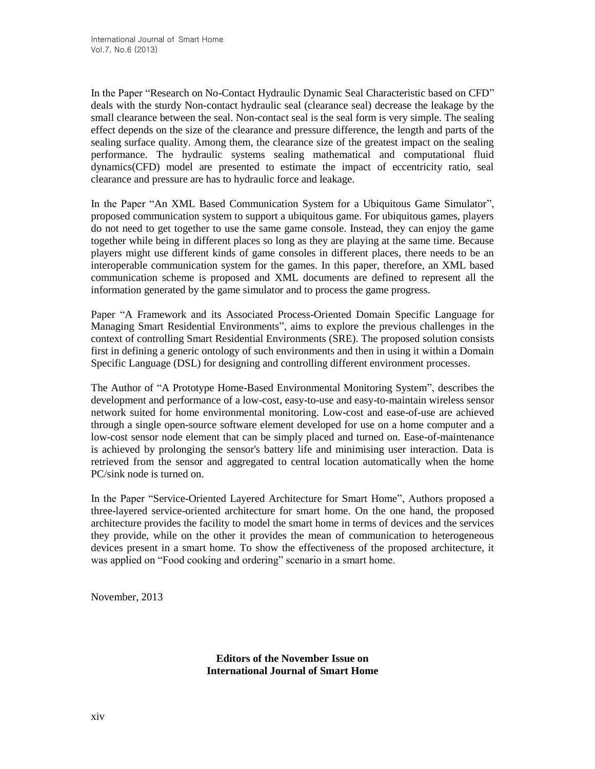In the Paper “Research on No-Contact Hydraulic Dynamic Seal Characteristic based on CFD” deals with the sturdy Non-contact hydraulic seal (clearance seal) decrease the leakage by the small clearance between the seal. Non-contact seal is the seal form is very simple. The sealing effect depends on the size of the clearance and pressure difference, the length and parts of the sealing surface quality. Among them, the clearance size of the greatest impact on the sealing performance. The hydraulic systems sealing mathematical and computational fluid dynamics(CFD) model are presented to estimate the impact of eccentricity ratio, seal clearance and pressure are has to hydraulic force and leakage.

In the Paper “An XML Based Communication System for a Ubiquitous Game Simulator”, proposed communication system to support a ubiquitous game. For ubiquitous games, players do not need to get together to use the same game console. Instead, they can enjoy the game together while being in different places so long as they are playing at the same time. Because players might use different kinds of game consoles in different places, there needs to be an interoperable communication system for the games. In this paper, therefore, an XML based communication scheme is proposed and XML documents are defined to represent all the information generated by the game simulator and to process the game progress.

Paper “A Framework and its Associated Process-Oriented Domain Specific Language for Managing Smart Residential Environments”, aims to explore the previous challenges in the context of controlling Smart Residential Environments (SRE). The proposed solution consists first in defining a generic ontology of such environments and then in using it within a Domain Specific Language (DSL) for designing and controlling different environment processes.

The Author of “A Prototype Home-Based Environmental Monitoring System”, describes the development and performance of a low-cost, easy-to-use and easy-to-maintain wireless sensor network suited for home environmental monitoring. Low-cost and ease-of-use are achieved through a single open-source software element developed for use on a home computer and a low-cost sensor node element that can be simply placed and turned on. Ease-of-maintenance is achieved by prolonging the sensor's battery life and minimising user interaction. Data is retrieved from the sensor and aggregated to central location automatically when the home PC/sink node is turned on.

In the Paper “Service-Oriented Layered Architecture for Smart Home”, Authors proposed a three-layered service-oriented architecture for smart home. On the one hand, the proposed architecture provides the facility to model the smart home in terms of devices and the services they provide, while on the other it provides the mean of communication to heterogeneous devices present in a smart home. To show the effectiveness of the proposed architecture, it was applied on “Food cooking and ordering” scenario in a smart home.

November, 2013

**Editors of the November Issue on**
**International Journal of Smart Home**